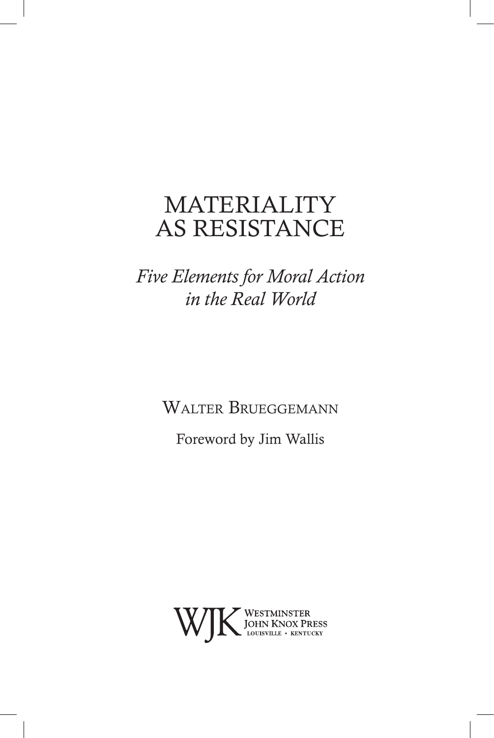# MATERIALITY AS RESISTANCE

*Five Elements for Moral Action in the Real World*

WALTER BRUEGGEMANN

Foreword by Jim Wallis

WJK WESTMINSTER JOHN KNOX PRESS
LOUISVILLE • KENTUCKY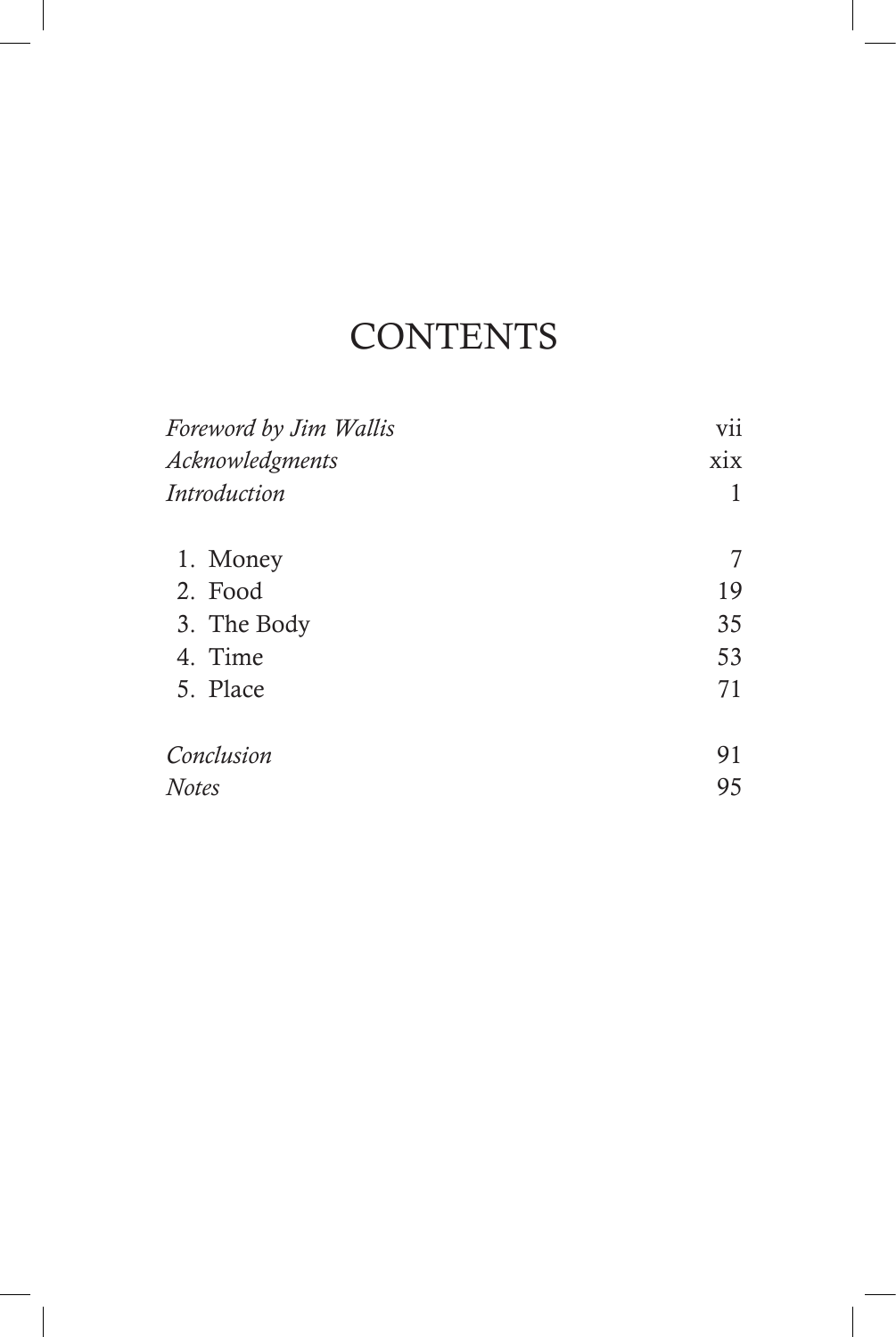# CONTENTS

| | |
|---|---|
| *Foreword by Jim Wallis* | vii |
| *Acknowledgments* | xix |
| *Introduction* | 1 |
| 1. Money | 7 |
| 2. Food | 19 |
| 3. The Body | 35 |
| 4. Time | 53 |
| 5. Place | 71 |
| *Conclusion* | 91 |
| *Notes* | 95 |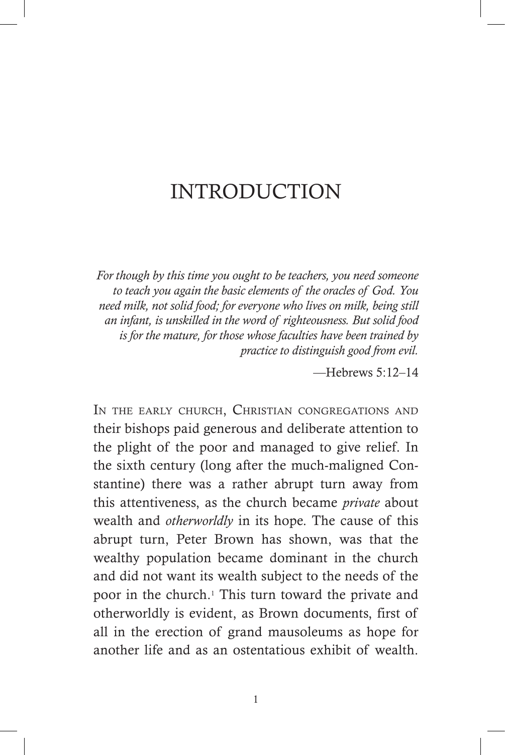# INTRODUCTION

*For though by this time you ought to be teachers, you need someone to teach you again the basic elements of the oracles of God. You need milk, not solid food; for everyone who lives on milk, being still an infant, is unskilled in the word of righteousness. But solid food is for the mature, for those whose faculties have been trained by practice to distinguish good from evil.*

—Hebrews 5:12–14

In the early church, Christian congregations and their bishops paid generous and deliberate attention to the plight of the poor and managed to give relief. In the sixth century (long after the much-maligned Constantine) there was a rather abrupt turn away from this attentiveness, as the church became *private* about wealth and *otherworldly* in its hope. The cause of this abrupt turn, Peter Brown has shown, was that the wealthy population became dominant in the church and did not want its wealth subject to the needs of the poor in the church.[1] This turn toward the private and otherworldly is evident, as Brown documents, first of all in the erection of grand mausoleums as hope for another life and as an ostentatious exhibit of wealth.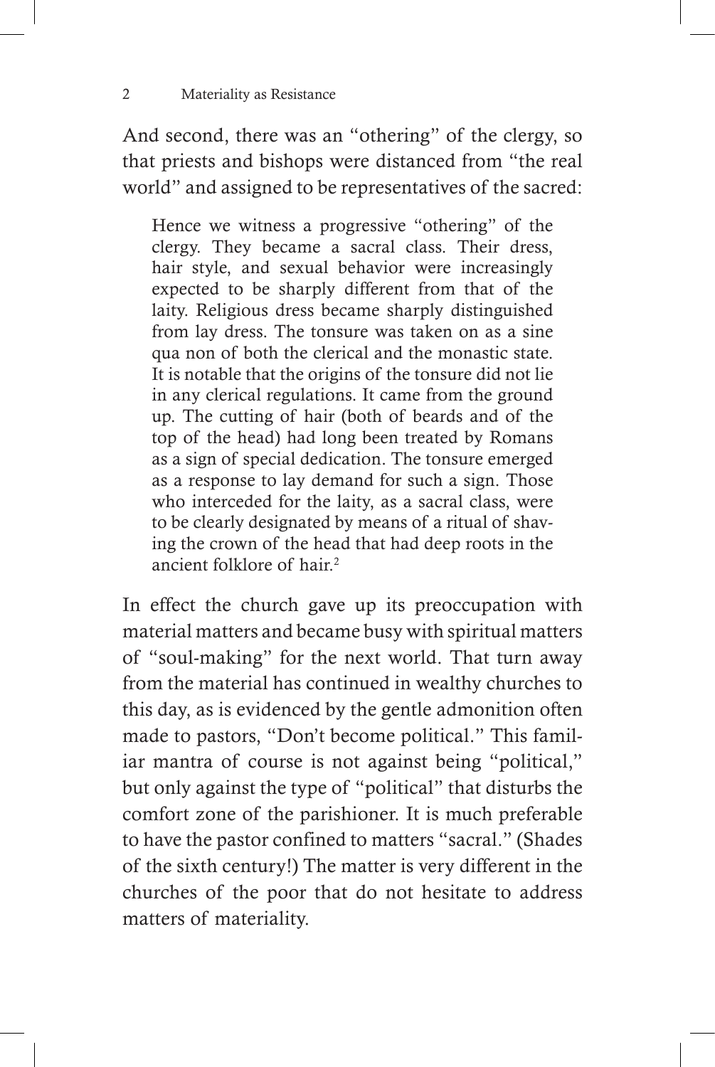And second, there was an "othering" of the clergy, so that priests and bishops were distanced from "the real world" and assigned to be representatives of the sacred:

> Hence we witness a progressive "othering" of the clergy. They became a sacral class. Their dress, hair style, and sexual behavior were increasingly expected to be sharply different from that of the laity. Religious dress became sharply distinguished from lay dress. The tonsure was taken on as a sine qua non of both the clerical and the monastic state. It is notable that the origins of the tonsure did not lie in any clerical regulations. It came from the ground up. The cutting of hair (both of beards and of the top of the head) had long been treated by Romans as a sign of special dedication. The tonsure emerged as a response to lay demand for such a sign. Those who interceded for the laity, as a sacral class, were to be clearly designated by means of a ritual of shaving the crown of the head that had deep roots in the ancient folklore of hair.[2]

In effect the church gave up its preoccupation with material matters and became busy with spiritual matters of "soul-making" for the next world. That turn away from the material has continued in wealthy churches to this day, as is evidenced by the gentle admonition often made to pastors, "Don't become political." This familiar mantra of course is not against being "political," but only against the type of "political" that disturbs the comfort zone of the parishioner. It is much preferable to have the pastor confined to matters "sacral." (Shades of the sixth century!) The matter is very different in the churches of the poor that do not hesitate to address matters of materiality.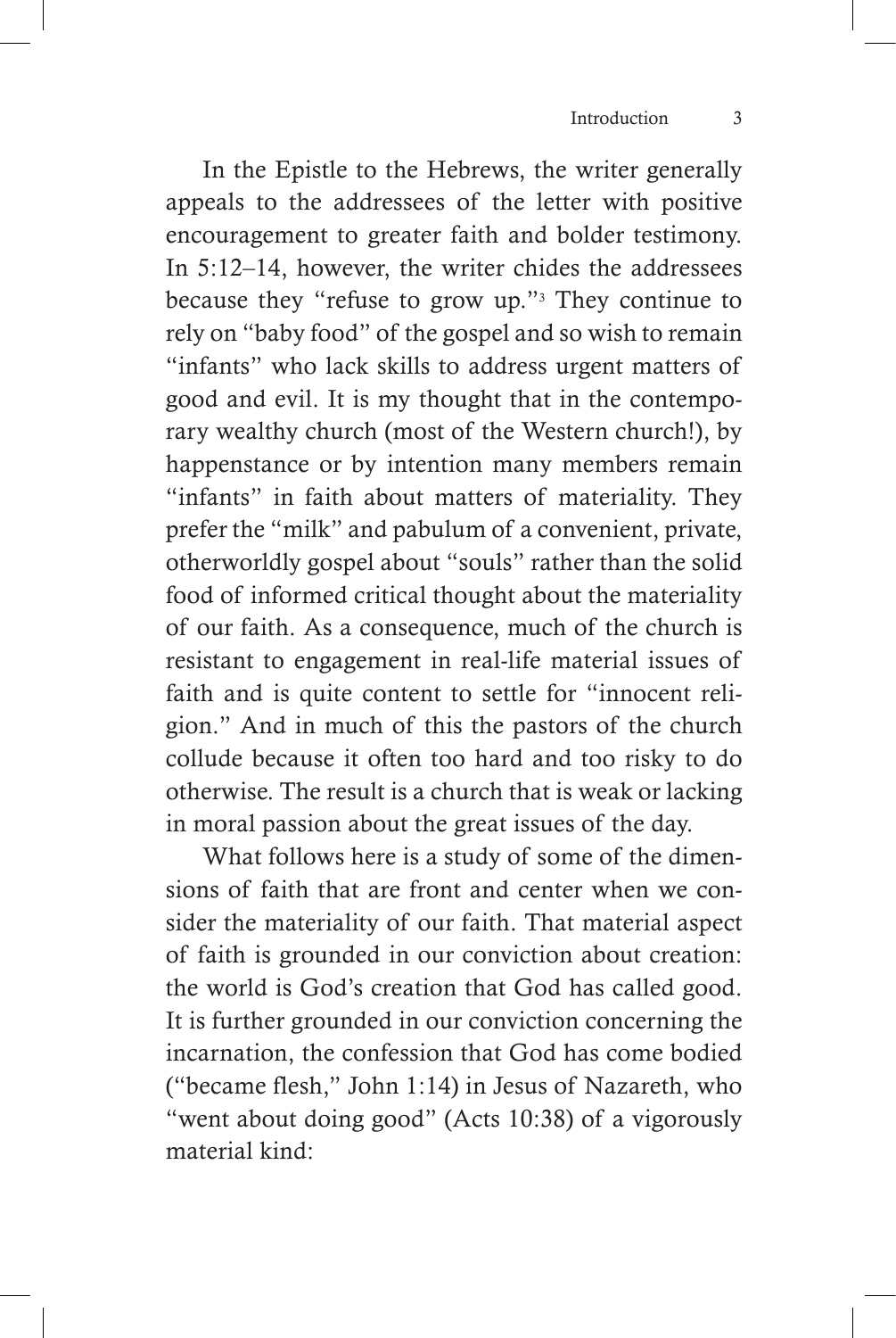In the Epistle to the Hebrews, the writer generally appeals to the addressees of the letter with positive encouragement to greater faith and bolder testimony. In 5:12–14, however, the writer chides the addressees because they "refuse to grow up."[3] They continue to rely on "baby food" of the gospel and so wish to remain "infants" who lack skills to address urgent matters of good and evil. It is my thought that in the contemporary wealthy church (most of the Western church!), by happenstance or by intention many members remain "infants" in faith about matters of materiality. They prefer the "milk" and pabulum of a convenient, private, otherworldly gospel about "souls" rather than the solid food of informed critical thought about the materiality of our faith. As a consequence, much of the church is resistant to engagement in real-life material issues of faith and is quite content to settle for "innocent religion." And in much of this the pastors of the church collude because it often too hard and too risky to do otherwise. The result is a church that is weak or lacking in moral passion about the great issues of the day.

What follows here is a study of some of the dimensions of faith that are front and center when we consider the materiality of our faith. That material aspect of faith is grounded in our conviction about creation: the world is God's creation that God has called good. It is further grounded in our conviction concerning the incarnation, the confession that God has come bodied ("became flesh," John 1:14) in Jesus of Nazareth, who "went about doing good" (Acts 10:38) of a vigorously material kind: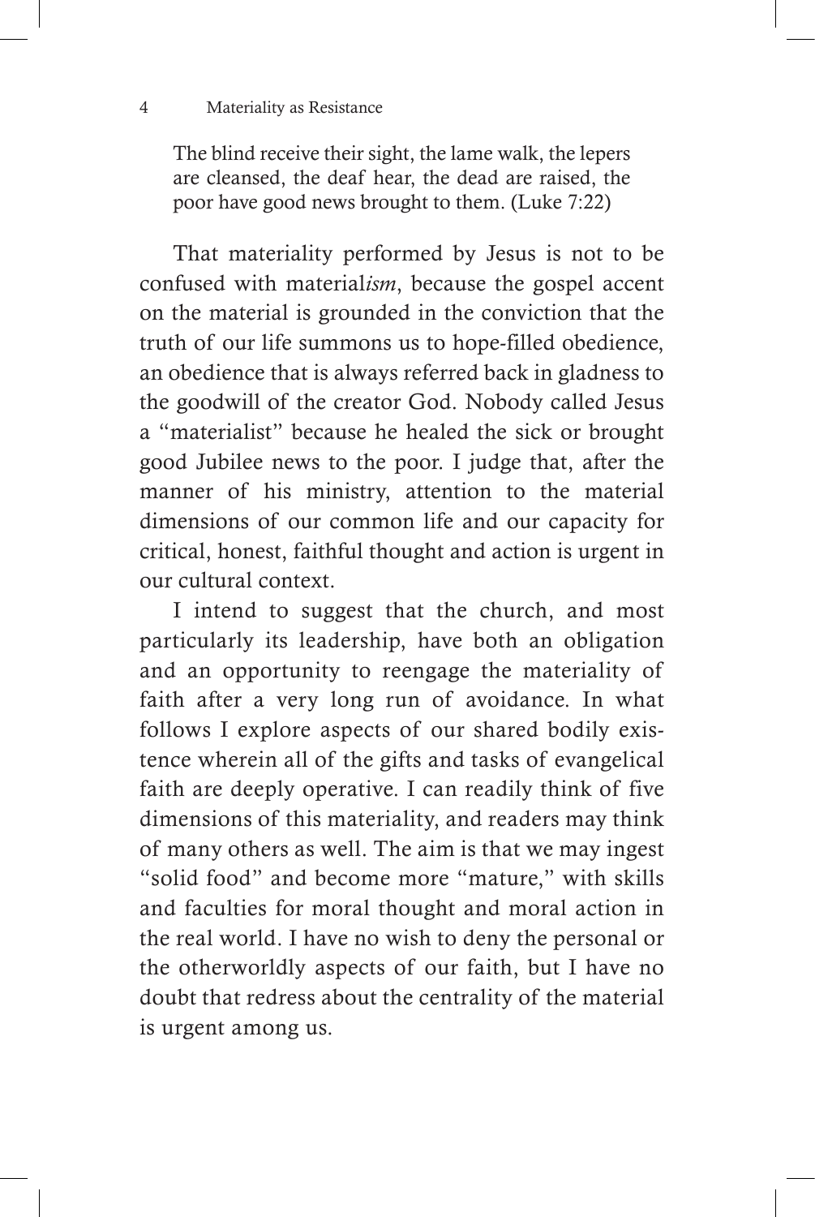> The blind receive their sight, the lame walk, the lepers are cleansed, the deaf hear, the dead are raised, the poor have good news brought to them. (Luke 7:22)

That materiality performed by Jesus is not to be confused with material*ism*, because the gospel accent on the material is grounded in the conviction that the truth of our life summons us to hope-filled obedience, an obedience that is always referred back in gladness to the goodwill of the creator God. Nobody called Jesus a "materialist" because he healed the sick or brought good Jubilee news to the poor. I judge that, after the manner of his ministry, attention to the material dimensions of our common life and our capacity for critical, honest, faithful thought and action is urgent in our cultural context.

I intend to suggest that the church, and most particularly its leadership, have both an obligation and an opportunity to reengage the materiality of faith after a very long run of avoidance. In what follows I explore aspects of our shared bodily existence wherein all of the gifts and tasks of evangelical faith are deeply operative. I can readily think of five dimensions of this materiality, and readers may think of many others as well. The aim is that we may ingest "solid food" and become more "mature," with skills and faculties for moral thought and moral action in the real world. I have no wish to deny the personal or the otherworldly aspects of our faith, but I have no doubt that redress about the centrality of the material is urgent among us.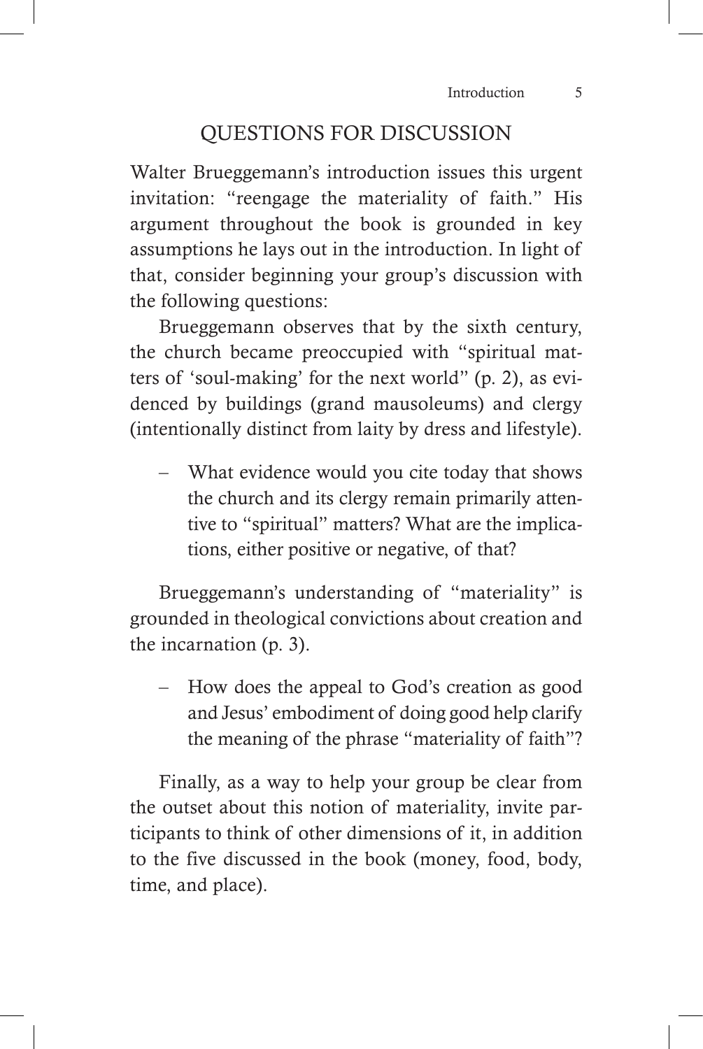## QUESTIONS FOR DISCUSSION

Walter Brueggemann's introduction issues this urgent invitation: "reengage the materiality of faith." His argument throughout the book is grounded in key assumptions he lays out in the introduction. In light of that, consider beginning your group's discussion with the following questions:

Brueggemann observes that by the sixth century, the church became preoccupied with "spiritual matters of 'soul-making' for the next world" (p. 2), as evidenced by buildings (grand mausoleums) and clergy (intentionally distinct from laity by dress and lifestyle).

- What evidence would you cite today that shows the church and its clergy remain primarily attentive to "spiritual" matters? What are the implications, either positive or negative, of that?

Brueggemann's understanding of "materiality" is grounded in theological convictions about creation and the incarnation (p. 3).

- How does the appeal to God's creation as good and Jesus' embodiment of doing good help clarify the meaning of the phrase "materiality of faith"?

Finally, as a way to help your group be clear from the outset about this notion of materiality, invite participants to think of other dimensions of it, in addition to the five discussed in the book (money, food, body, time, and place).